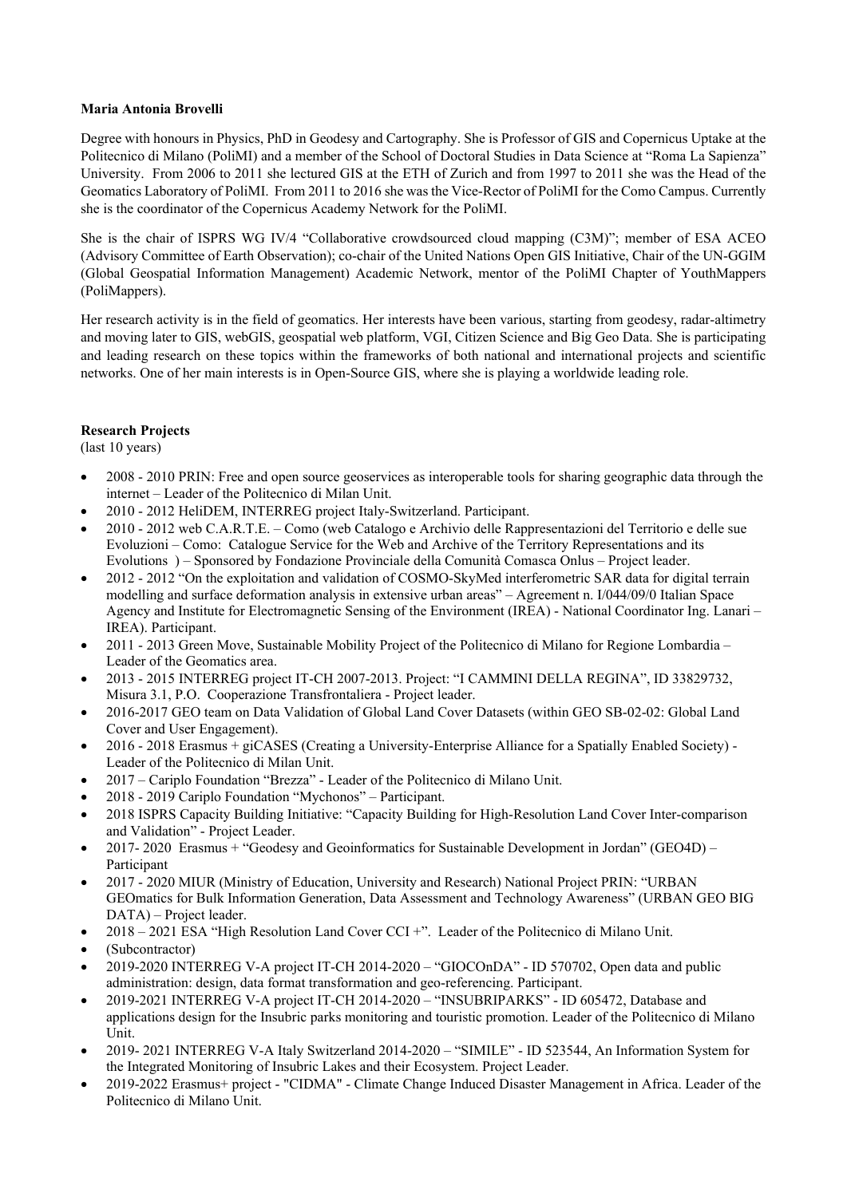**Maria Antonia Brovelli**

Degree with honours in Physics, PhD in Geodesy and Cartography. She is Professor of GIS and Copernicus Uptake at the Politecnico di Milano (PoliMI) and a member of the School of Doctoral Studies in Data Science at "Roma La Sapienza" University. From 2006 to 2011 she lectured GIS at the ETH of Zurich and from 1997 to 2011 she was the Head of the Geomatics Laboratory of PoliMI. From 2011 to 2016 she was the Vice-Rector of PoliMI for the Como Campus. Currently she is the coordinator of the Copernicus Academy Network for the PoliMI.

She is the chair of ISPRS WG IV/4 "Collaborative crowdsourced cloud mapping (C3M)"; member of ESA ACEO (Advisory Committee of Earth Observation); co-chair of the United Nations Open GIS Initiative, Chair of the UN-GGIM (Global Geospatial Information Management) Academic Network, mentor of the PoliMI Chapter of YouthMappers (PoliMappers).

Her research activity is in the field of geomatics. Her interests have been various, starting from geodesy, radar-altimetry and moving later to GIS, webGIS, geospatial web platform, VGI, Citizen Science and Big Geo Data. She is participating and leading research on these topics within the frameworks of both national and international projects and scientific networks. One of her main interests is in Open-Source GIS, where she is playing a worldwide leading role.

**Research Projects**
(last 10 years)

- 2008 - 2010 PRIN: Free and open source geoservices as interoperable tools for sharing geographic data through the internet – Leader of the Politecnico di Milan Unit.
- 2010 - 2012 HeliDEM, INTERREG project Italy-Switzerland. Participant.
- 2010 - 2012 web C.A.R.T.E. – Como (web Catalogo e Archivio delle Rappresentazioni del Territorio e delle sue Evoluzioni – Como: Catalogue Service for the Web and Archive of the Territory Representations and its Evolutions ) – Sponsored by Fondazione Provinciale della Comunità Comasca Onlus – Project leader.
- 2012 - 2012 "On the exploitation and validation of COSMO-SkyMed interferometric SAR data for digital terrain modelling and surface deformation analysis in extensive urban areas" – Agreement n. I/044/09/0 Italian Space Agency and Institute for Electromagnetic Sensing of the Environment (IREA) - National Coordinator Ing. Lanari – IREA). Participant.
- 2011 - 2013 Green Move, Sustainable Mobility Project of the Politecnico di Milano for Regione Lombardia – Leader of the Geomatics area.
- 2013 - 2015 INTERREG project IT-CH 2007-2013. Project: "I CAMMINI DELLA REGINA", ID 33829732, Misura 3.1, P.O. Cooperazione Transfrontaliera - Project leader.
- 2016-2017 GEO team on Data Validation of Global Land Cover Datasets (within GEO SB-02-02: Global Land Cover and User Engagement).
- 2016 - 2018 Erasmus + giCASES (Creating a University-Enterprise Alliance for a Spatially Enabled Society) - Leader of the Politecnico di Milan Unit.
- 2017 – Cariplo Foundation "Brezza" - Leader of the Politecnico di Milano Unit.
- 2018 - 2019 Cariplo Foundation "Mychonos" – Participant.
- 2018 ISPRS Capacity Building Initiative: "Capacity Building for High-Resolution Land Cover Inter-comparison and Validation" - Project Leader.
- 2017- 2020 Erasmus + "Geodesy and Geoinformatics for Sustainable Development in Jordan" (GEO4D) – Participant
- 2017 - 2020 MIUR (Ministry of Education, University and Research) National Project PRIN: "URBAN GEOmatics for Bulk Information Generation, Data Assessment and Technology Awareness" (URBAN GEO BIG DATA) – Project leader.
- 2018 – 2021 ESA "High Resolution Land Cover CCI +". Leader of the Politecnico di Milano Unit.
- (Subcontractor)
- 2019-2020 INTERREG V-A project IT-CH 2014-2020 – "GIOCOnDA" - ID 570702, Open data and public administration: design, data format transformation and geo-referencing. Participant.
- 2019-2021 INTERREG V-A project IT-CH 2014-2020 – "INSUBRIPARKS" - ID 605472, Database and applications design for the Insubric parks monitoring and touristic promotion. Leader of the Politecnico di Milano Unit.
- 2019- 2021 INTERREG V-A Italy Switzerland 2014-2020 – "SIMILE" - ID 523544, An Information System for the Integrated Monitoring of Insubric Lakes and their Ecosystem. Project Leader.
- 2019-2022 Erasmus+ project - "CIDMA" - Climate Change Induced Disaster Management in Africa. Leader of the Politecnico di Milano Unit.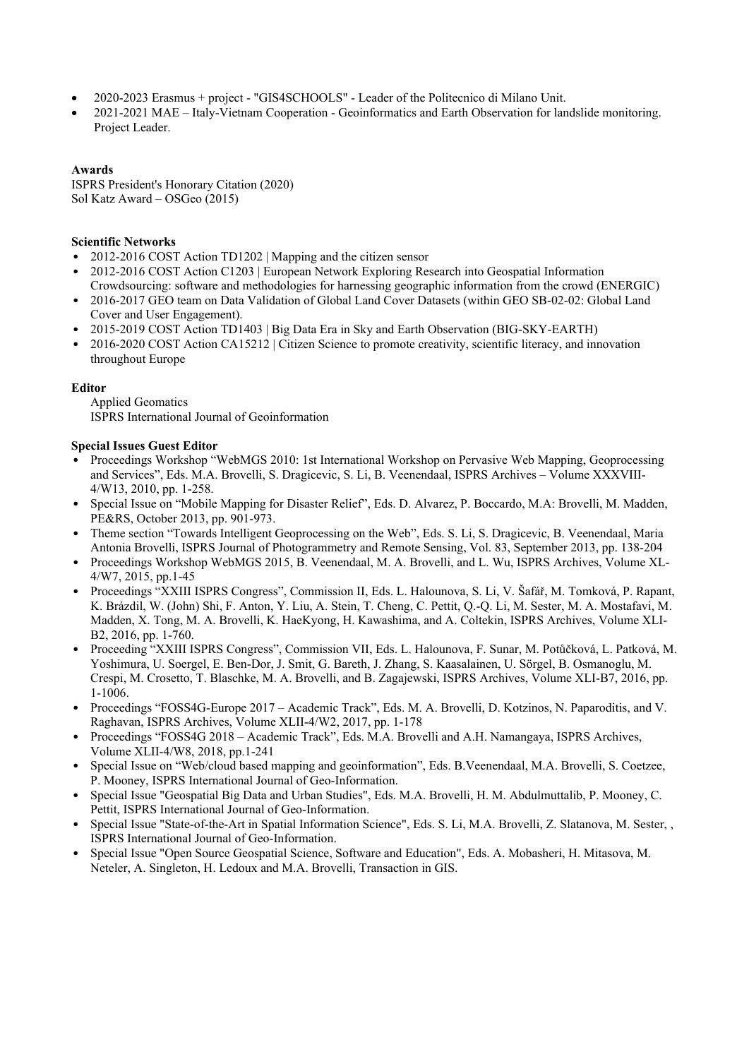- 2020-2023 Erasmus + project - "GIS4SCHOOLS" - Leader of the Politecnico di Milano Unit.
- 2021-2021 MAE – Italy-Vietnam Cooperation - Geoinformatics and Earth Observation for landslide monitoring. Project Leader.

**Awards**

ISPRS President's Honorary Citation (2020)
Sol Katz Award – OSGeo (2015)

**Scientific Networks**

- 2012-2016 COST Action TD1202 | Mapping and the citizen sensor
- 2012-2016 COST Action C1203 | European Network Exploring Research into Geospatial Information Crowdsourcing: software and methodologies for harnessing geographic information from the crowd (ENERGIC)
- 2016-2017 GEO team on Data Validation of Global Land Cover Datasets (within GEO SB-02-02: Global Land Cover and User Engagement).
- 2015-2019 COST Action TD1403 | Big Data Era in Sky and Earth Observation (BIG-SKY-EARTH)
- 2016-2020 COST Action CA15212 | Citizen Science to promote creativity, scientific literacy, and innovation throughout Europe

**Editor**

Applied Geomatics
ISPRS International Journal of Geoinformation

**Special Issues Guest Editor**

- Proceedings Workshop "WebMGS 2010: 1st International Workshop on Pervasive Web Mapping, Geoprocessing and Services", Eds. M.A. Brovelli, S. Dragicevic, S. Li, B. Veenendaal, ISPRS Archives – Volume XXXVIII-4/W13, 2010, pp. 1-258.
- Special Issue on "Mobile Mapping for Disaster Relief", Eds. D. Alvarez, P. Boccardo, M.A: Brovelli, M. Madden, PE&RS, October 2013, pp. 901-973.
- Theme section "Towards Intelligent Geoprocessing on the Web", Eds. S. Li, S. Dragicevic, B. Veenendaal, Maria Antonia Brovelli, ISPRS Journal of Photogrammetry and Remote Sensing, Vol. 83, September 2013, pp. 138-204
- Proceedings Workshop WebMGS 2015, B. Veenendaal, M. A. Brovelli, and L. Wu, ISPRS Archives, Volume XL-4/W7, 2015, pp.1-45
- Proceedings "XXIII ISPRS Congress", Commission II, Eds. L. Halounova, S. Li, V. Šafář, M. Tomková, P. Rapant, K. Brázdil, W. (John) Shi, F. Anton, Y. Liu, A. Stein, T. Cheng, C. Pettit, Q.-Q. Li, M. Sester, M. A. Mostafavi, M. Madden, X. Tong, M. A. Brovelli, K. HaeKyong, H. Kawashima, and A. Coltekin, ISPRS Archives, Volume XLI-B2, 2016, pp. 1-760.
- Proceeding "XXIII ISPRS Congress", Commission VII, Eds. L. Halounova, F. Sunar, M. Potůčková, L. Patková, M. Yoshimura, U. Soergel, E. Ben-Dor, J. Smit, G. Bareth, J. Zhang, S. Kaasalainen, U. Sörgel, B. Osmanoglu, M. Crespi, M. Crosetto, T. Blaschke, M. A. Brovelli, and B. Zagajewski, ISPRS Archives, Volume XLI-B7, 2016, pp. 1-1006.
- Proceedings "FOSS4G-Europe 2017 – Academic Track", Eds. M. A. Brovelli, D. Kotzinos, N. Paparoditis, and V. Raghavan, ISPRS Archives, Volume XLII-4/W2, 2017, pp. 1-178
- Proceedings "FOSS4G 2018 – Academic Track", Eds. M.A. Brovelli and A.H. Namangaya, ISPRS Archives, Volume XLII-4/W8, 2018, pp.1-241
- Special Issue on "Web/cloud based mapping and geoinformation", Eds. B.Veenendaal, M.A. Brovelli, S. Coetzee, P. Mooney, ISPRS International Journal of Geo-Information.
- Special Issue "Geospatial Big Data and Urban Studies", Eds. M.A. Brovelli, H. M. Abdulmuttalib, P. Mooney, C. Pettit, ISPRS International Journal of Geo-Information.
- Special Issue "State-of-the-Art in Spatial Information Science", Eds. S. Li, M.A. Brovelli, Z. Slatanova, M. Sester, , ISPRS International Journal of Geo-Information.
- Special Issue "Open Source Geospatial Science, Software and Education", Eds. A. Mobasheri, H. Mitasova, M. Neteler, A. Singleton, H. Ledoux and M.A. Brovelli, Transaction in GIS.